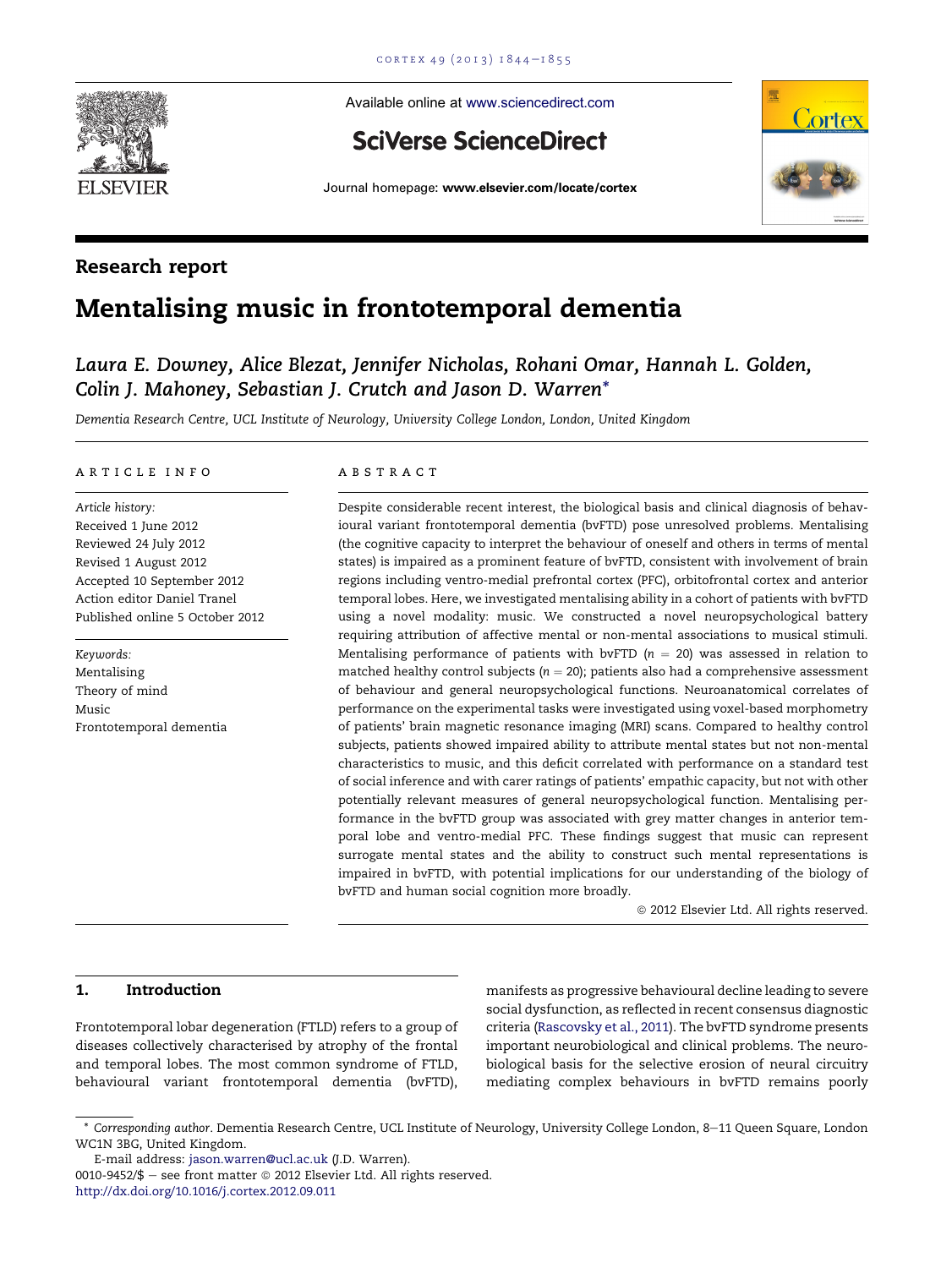Available online at www.sciencedirect.com

**SciVerse ScienceDirect**

Journal homepage: www.elsevier.com/locate/cortex

## Research report

# Mentalising music in frontotemporal dementia

*Laura E. Downey, Alice Blezat, Jennifer Nicholas, Rohani Omar, Hannah L. Golden, Colin J. Mahoney, Sebastian J. Crutch and Jason D. Warren\**

*Dementia Research Centre, UCL Institute of Neurology, University College London, London, United Kingdom*

### ARTICLE INFO

*Article history:*
Received 1 June 2012
Reviewed 24 July 2012
Revised 1 August 2012
Accepted 10 September 2012
Action editor Daniel Tranel
Published online 5 October 2012

*Keywords:*
Mentalising
Theory of mind
Music
Frontotemporal dementia

### ABSTRACT

Despite considerable recent interest, the biological basis and clinical diagnosis of behavioural variant frontotemporal dementia (bvFTD) pose unresolved problems. Mentalising (the cognitive capacity to interpret the behaviour of oneself and others in terms of mental states) is impaired as a prominent feature of bvFTD, consistent with involvement of brain regions including ventro-medial prefrontal cortex (PFC), orbitofrontal cortex and anterior temporal lobes. Here, we investigated mentalising ability in a cohort of patients with bvFTD using a novel modality: music. We constructed a novel neuropsychological battery requiring attribution of affective mental or non-mental associations to musical stimuli. Mentalising performance of patients with bvFTD ($n = 20$) was assessed in relation to matched healthy control subjects ($n = 20$); patients also had a comprehensive assessment of behaviour and general neuropsychological functions. Neuroanatomical correlates of performance on the experimental tasks were investigated using voxel-based morphometry of patients' brain magnetic resonance imaging (MRI) scans. Compared to healthy control subjects, patients showed impaired ability to attribute mental states but not non-mental characteristics to music, and this deficit correlated with performance on a standard test of social inference and with carer ratings of patients' empathic capacity, but not with other potentially relevant measures of general neuropsychological function. Mentalising performance in the bvFTD group was associated with grey matter changes in anterior temporal lobe and ventro-medial PFC. These findings suggest that music can represent surrogate mental states and the ability to construct such mental representations is impaired in bvFTD, with potential implications for our understanding of the biology of bvFTD and human social cognition more broadly.

© 2012 Elsevier Ltd. All rights reserved.

## 1. Introduction

Frontotemporal lobar degeneration (FTLD) refers to a group of diseases collectively characterised by atrophy of the frontal and temporal lobes. The most common syndrome of FTLD, behavioural variant frontotemporal dementia (bvFTD), manifests as progressive behavioural decline leading to severe social dysfunction, as reflected in recent consensus diagnostic criteria (Rascovsky et al., 2011). The bvFTD syndrome presents important neurobiological and clinical problems. The neurobiological basis for the selective erosion of neural circuitry mediating complex behaviours in bvFTD remains poorly

---

\* *Corresponding author*. Dementia Research Centre, UCL Institute of Neurology, University College London, 8–11 Queen Square, London WC1N 3BG, United Kingdom.

E-mail address: jason.warren@ucl.ac.uk (J.D. Warren).

0010-9452/$ – see front matter © 2012 Elsevier Ltd. All rights reserved.
http://dx.doi.org/10.1016/j.cortex.2012.09.011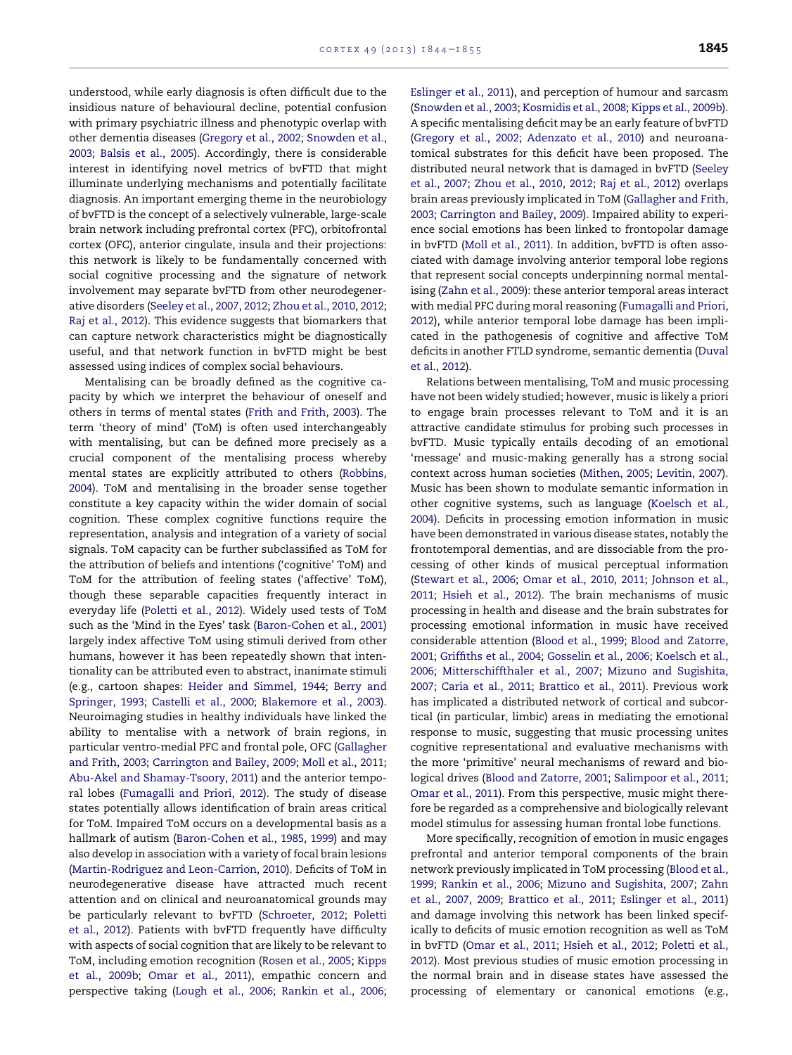understood, while early diagnosis is often difficult due to the insidious nature of behavioural decline, potential confusion with primary psychiatric illness and phenotypic overlap with other dementia diseases (Gregory et al., 2002; Snowden et al., 2003; Balsis et al., 2005). Accordingly, there is considerable interest in identifying novel metrics of bvFTD that might illuminate underlying mechanisms and potentially facilitate diagnosis. An important emerging theme in the neurobiology of bvFTD is the concept of a selectively vulnerable, large-scale brain network including prefrontal cortex (PFC), orbitofrontal cortex (OFC), anterior cingulate, insula and their projections: this network is likely to be fundamentally concerned with social cognitive processing and the signature of network involvement may separate bvFTD from other neurodegenerative disorders (Seeley et al., 2007, 2012; Zhou et al., 2010, 2012; Raj et al., 2012). This evidence suggests that biomarkers that can capture network characteristics might be diagnostically useful, and that network function in bvFTD might be best assessed using indices of complex social behaviours.

Mentalising can be broadly defined as the cognitive capacity by which we interpret the behaviour of oneself and others in terms of mental states (Frith and Frith, 2003). The term 'theory of mind' (ToM) is often used interchangeably with mentalising, but can be defined more precisely as a crucial component of the mentalising process whereby mental states are explicitly attributed to others (Robbins, 2004). ToM and mentalising in the broader sense together constitute a key capacity within the wider domain of social cognition. These complex cognitive functions require the representation, analysis and integration of a variety of social signals. ToM capacity can be further subclassified as ToM for the attribution of beliefs and intentions ('cognitive' ToM) and ToM for the attribution of feeling states ('affective' ToM), though these separable capacities frequently interact in everyday life (Poletti et al., 2012). Widely used tests of ToM such as the 'Mind in the Eyes' task (Baron-Cohen et al., 2001) largely index affective ToM using stimuli derived from other humans, however it has been repeatedly shown that intentionality can be attributed even to abstract, inanimate stimuli (e.g., cartoon shapes: Heider and Simmel, 1944; Berry and Springer, 1993; Castelli et al., 2000; Blakemore et al., 2003). Neuroimaging studies in healthy individuals have linked the ability to mentalise with a network of brain regions, in particular ventro-medial PFC and frontal pole, OFC (Gallagher and Frith, 2003; Carrington and Bailey, 2009; Moll et al., 2011; Abu-Akel and Shamay-Tsoory, 2011) and the anterior temporal lobes (Fumagalli and Priori, 2012). The study of disease states potentially allows identification of brain areas critical for ToM. Impaired ToM occurs on a developmental basis as a hallmark of autism (Baron-Cohen et al., 1985, 1999) and may also develop in association with a variety of focal brain lesions (Martin-Rodriguez and Leon-Carrion, 2010). Deficits of ToM in neurodegenerative disease have attracted much recent attention and on clinical and neuroanatomical grounds may be particularly relevant to bvFTD (Schroeter, 2012; Poletti et al., 2012). Patients with bvFTD frequently have difficulty with aspects of social cognition that are likely to be relevant to ToM, including emotion recognition (Rosen et al., 2005; Kipps et al., 2009b; Omar et al., 2011), empathic concern and perspective taking (Lough et al., 2006; Rankin et al., 2006; Eslinger et al., 2011), and perception of humour and sarcasm (Snowden et al., 2003; Kosmidis et al., 2008; Kipps et al., 2009b). A specific mentalising deficit may be an early feature of bvFTD (Gregory et al., 2002; Adenzato et al., 2010) and neuroanatomical substrates for this deficit have been proposed. The distributed neural network that is damaged in bvFTD (Seeley et al., 2007; Zhou et al., 2010, 2012; Raj et al., 2012) overlaps brain areas previously implicated in ToM (Gallagher and Frith, 2003; Carrington and Bailey, 2009). Impaired ability to experience social emotions has been linked to frontopolar damage in bvFTD (Moll et al., 2011). In addition, bvFTD is often associated with damage involving anterior temporal lobe regions that represent social concepts underpinning normal mentalising (Zahn et al., 2009): these anterior temporal areas interact with medial PFC during moral reasoning (Fumagalli and Priori, 2012), while anterior temporal lobe damage has been implicated in the pathogenesis of cognitive and affective ToM deficits in another FTLD syndrome, semantic dementia (Duval et al., 2012).

Relations between mentalising, ToM and music processing have not been widely studied; however, music is likely a priori to engage brain processes relevant to ToM and it is an attractive candidate stimulus for probing such processes in bvFTD. Music typically entails decoding of an emotional 'message' and music-making generally has a strong social context across human societies (Mithen, 2005; Levitin, 2007). Music has been shown to modulate semantic information in other cognitive systems, such as language (Koelsch et al., 2004). Deficits in processing emotion information in music have been demonstrated in various disease states, notably the frontotemporal dementias, and are dissociable from the processing of other kinds of musical perceptual information (Stewart et al., 2006; Omar et al., 2010, 2011; Johnson et al., 2011; Hsieh et al., 2012). The brain mechanisms of music processing in health and disease and the brain substrates for processing emotional information in music have received considerable attention (Blood et al., 1999; Blood and Zatorre, 2001; Griffiths et al., 2004; Gosselin et al., 2006; Koelsch et al., 2006; Mitterschiffthaler et al., 2007; Mizuno and Sugishita, 2007; Caria et al., 2011; Brattico et al., 2011). Previous work has implicated a distributed network of cortical and subcortical (in particular, limbic) areas in mediating the emotional response to music, suggesting that music processing unites cognitive representational and evaluative mechanisms with the more 'primitive' neural mechanisms of reward and biological drives (Blood and Zatorre, 2001; Salimpoor et al., 2011; Omar et al., 2011). From this perspective, music might therefore be regarded as a comprehensive and biologically relevant model stimulus for assessing human frontal lobe functions.

More specifically, recognition of emotion in music engages prefrontal and anterior temporal components of the brain network previously implicated in ToM processing (Blood et al., 1999; Rankin et al., 2006; Mizuno and Sugishita, 2007; Zahn et al., 2007, 2009; Brattico et al., 2011; Eslinger et al., 2011) and damage involving this network has been linked specifically to deficits of music emotion recognition as well as ToM in bvFTD (Omar et al., 2011; Hsieh et al., 2012; Poletti et al., 2012). Most previous studies of music emotion processing in the normal brain and in disease states have assessed the processing of elementary or canonical emotions (e.g.,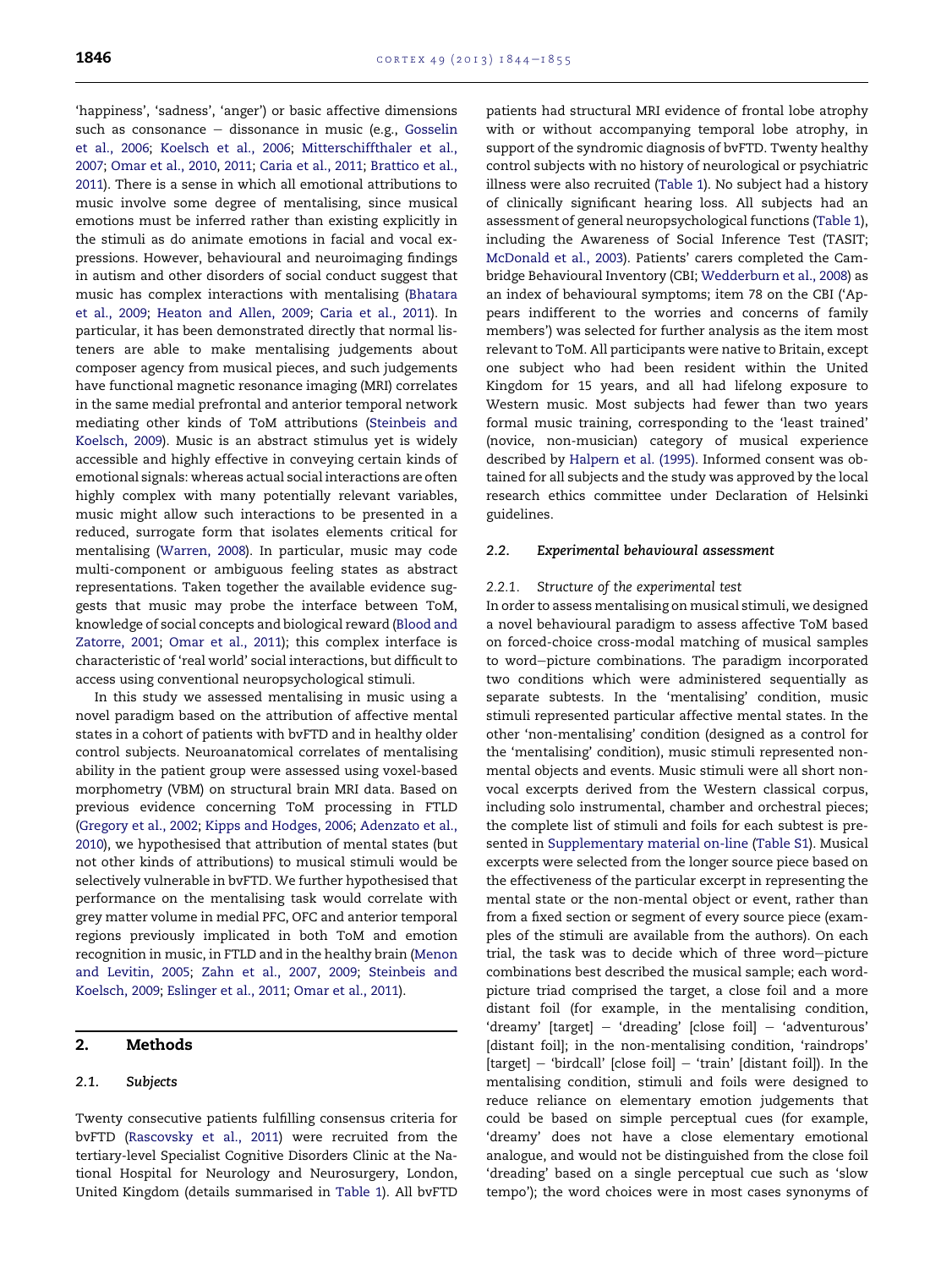'happiness', 'sadness', 'anger') or basic affective dimensions such as consonance – dissonance in music (e.g., Gosselin et al., 2006; Koelsch et al., 2006; Mitterschiffthaler et al., 2007; Omar et al., 2010, 2011; Caria et al., 2011; Brattico et al., 2011). There is a sense in which all emotional attributions to music involve some degree of mentalising, since musical emotions must be inferred rather than existing explicitly in the stimuli as do animate emotions in facial and vocal expressions. However, behavioural and neuroimaging findings in autism and other disorders of social conduct suggest that music has complex interactions with mentalising (Bhatara et al., 2009; Heaton and Allen, 2009; Caria et al., 2011). In particular, it has been demonstrated directly that normal listeners are able to make mentalising judgements about composer agency from musical pieces, and such judgements have functional magnetic resonance imaging (MRI) correlates in the same medial prefrontal and anterior temporal network mediating other kinds of ToM attributions (Steinbeis and Koelsch, 2009). Music is an abstract stimulus yet is widely accessible and highly effective in conveying certain kinds of emotional signals: whereas actual social interactions are often highly complex with many potentially relevant variables, music might allow such interactions to be presented in a reduced, surrogate form that isolates elements critical for mentalising (Warren, 2008). In particular, music may code multi-component or ambiguous feeling states as abstract representations. Taken together the available evidence suggests that music may probe the interface between ToM, knowledge of social concepts and biological reward (Blood and Zatorre, 2001; Omar et al., 2011); this complex interface is characteristic of 'real world' social interactions, but difficult to access using conventional neuropsychological stimuli.

In this study we assessed mentalising in music using a novel paradigm based on the attribution of affective mental states in a cohort of patients with bvFTD and in healthy older control subjects. Neuroanatomical correlates of mentalising ability in the patient group were assessed using voxel-based morphometry (VBM) on structural brain MRI data. Based on previous evidence concerning ToM processing in FTLD (Gregory et al., 2002; Kipps and Hodges, 2006; Adenzato et al., 2010), we hypothesised that attribution of mental states (but not other kinds of attributions) to musical stimuli would be selectively vulnerable in bvFTD. We further hypothesised that performance on the mentalising task would correlate with grey matter volume in medial PFC, OFC and anterior temporal regions previously implicated in both ToM and emotion recognition in music, in FTLD and in the healthy brain (Menon and Levitin, 2005; Zahn et al., 2007, 2009; Steinbeis and Koelsch, 2009; Eslinger et al., 2011; Omar et al., 2011).

## 2. Methods

### 2.1. Subjects

Twenty consecutive patients fulfilling consensus criteria for bvFTD (Rascovsky et al., 2011) were recruited from the tertiary-level Specialist Cognitive Disorders Clinic at the National Hospital for Neurology and Neurosurgery, London, United Kingdom (details summarised in Table 1). All bvFTD patients had structural MRI evidence of frontal lobe atrophy with or without accompanying temporal lobe atrophy, in support of the syndromic diagnosis of bvFTD. Twenty healthy control subjects with no history of neurological or psychiatric illness were also recruited (Table 1). No subject had a history of clinically significant hearing loss. All subjects had an assessment of general neuropsychological functions (Table 1), including the Awareness of Social Inference Test (TASIT; McDonald et al., 2003). Patients' carers completed the Cambridge Behavioural Inventory (CBI; Wedderburn et al., 2008) as an index of behavioural symptoms; item 78 on the CBI ('Appears indifferent to the worries and concerns of family members') was selected for further analysis as the item most relevant to ToM. All participants were native to Britain, except one subject who had been resident within the United Kingdom for 15 years, and all had lifelong exposure to Western music. Most subjects had fewer than two years formal music training, corresponding to the 'least trained' (novice, non-musician) category of musical experience described by Halpern et al. (1995). Informed consent was obtained for all subjects and the study was approved by the local research ethics committee under Declaration of Helsinki guidelines.

### 2.2. Experimental behavioural assessment

#### 2.2.1. Structure of the experimental test

In order to assess mentalising on musical stimuli, we designed a novel behavioural paradigm to assess affective ToM based on forced-choice cross-modal matching of musical samples to word–picture combinations. The paradigm incorporated two conditions which were administered sequentially as separate subtests. In the 'mentalising' condition, music stimuli represented particular affective mental states. In the other 'non-mentalising' condition (designed as a control for the 'mentalising' condition), music stimuli represented non-mental objects and events. Music stimuli were all short non-vocal excerpts derived from the Western classical corpus, including solo instrumental, chamber and orchestral pieces; the complete list of stimuli and foils for each subtest is presented in Supplementary material on-line (Table S1). Musical excerpts were selected from the longer source piece based on the effectiveness of the particular excerpt in representing the mental state or the non-mental object or event, rather than from a fixed section or segment of every source piece (examples of the stimuli are available from the authors). On each trial, the task was to decide which of three word–picture combinations best described the musical sample; each word-picture triad comprised the target, a close foil and a more distant foil (for example, in the mentalising condition, 'dreamy' [target] – 'dreading' [close foil] – 'adventurous' [distant foil]; in the non-mentalising condition, 'raindrops' [target] – 'birdcall' [close foil] – 'train' [distant foil]). In the mentalising condition, stimuli and foils were designed to reduce reliance on elementary emotion judgements that could be based on simple perceptual cues (for example, 'dreamy' does not have a close elementary emotional analogue, and would not be distinguished from the close foil 'dreading' based on a single perceptual cue such as 'slow tempo'); the word choices were in most cases synonyms of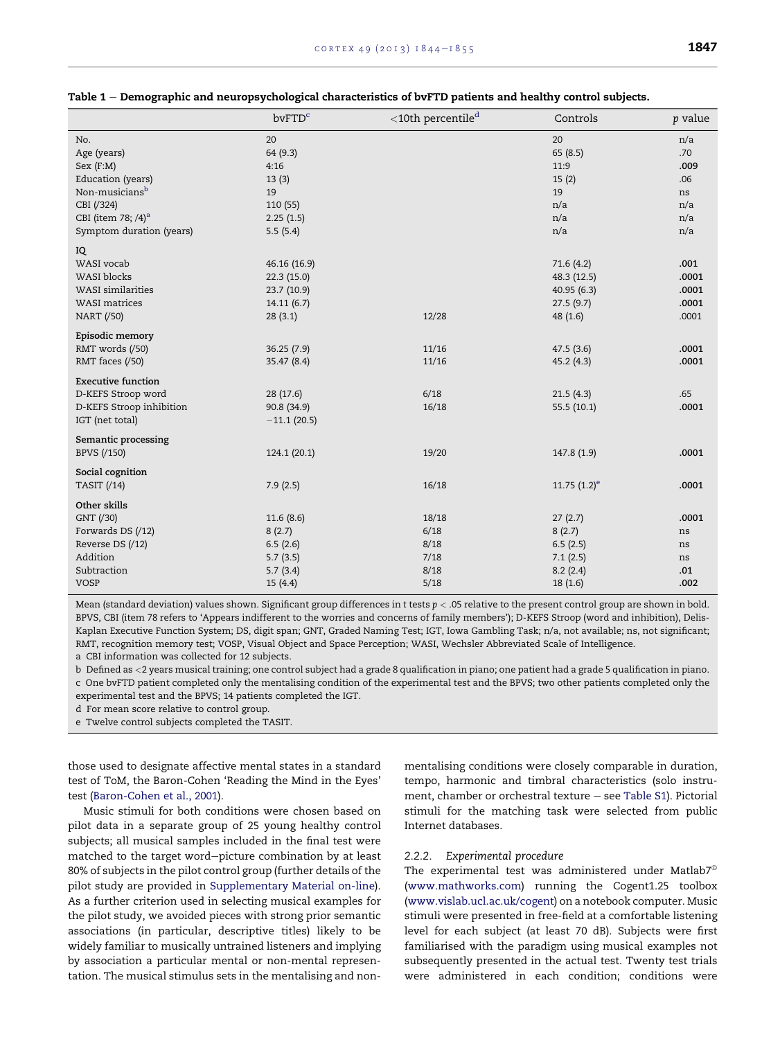**Table 1 – Demographic and neuropsychological characteristics of bvFTD patients and healthy control subjects.**

| | bvFTD[c] | <10th percentile[d] | Controls | p value |
|---|---|---|---|---|
| No. | 20 | | 20 | n/a |
| Age (years) | 64 (9.3) | | 65 (8.5) | .70 |
| Sex (F:M) | 4:16 | | 11:9 | **.009** |
| Education (years) | 13 (3) | | 15 (2) | .06 |
| Non-musicians[b] | 19 | | 19 | ns |
| CBI (/324) | 110 (55) | | n/a | n/a |
| CBI (item 78; /4)[a] | 2.25 (1.5) | | n/a | n/a |
| Symptom duration (years) | 5.5 (5.4) | | n/a | n/a |
| **IQ** | | | | |
| WASI vocab | 46.16 (16.9) | | 71.6 (4.2) | **.001** |
| WASI blocks | 22.3 (15.0) | | 48.3 (12.5) | **.0001** |
| WASI similarities | 23.7 (10.9) | | 40.95 (6.3) | **.0001** |
| WASI matrices | 14.11 (6.7) | | 27.5 (9.7) | **.0001** |
| NART (/50) | 28 (3.1) | 12/28 | 48 (1.6) | .0001 |
| **Episodic memory** | | | | |
| RMT words (/50) | 36.25 (7.9) | 11/16 | 47.5 (3.6) | **.0001** |
| RMT faces (/50) | 35.47 (8.4) | 11/16 | 45.2 (4.3) | **.0001** |
| **Executive function** | | | | |
| D-KEFS Stroop word | 28 (17.6) | 6/18 | 21.5 (4.3) | .65 |
| D-KEFS Stroop inhibition | 90.8 (34.9) | 16/18 | 55.5 (10.1) | **.0001** |
| IGT (net total) | −11.1 (20.5) | | | |
| **Semantic processing** | | | | |
| BPVS (/150) | 124.1 (20.1) | 19/20 | 147.8 (1.9) | **.0001** |
| **Social cognition** | | | | |
| TASIT (/14) | 7.9 (2.5) | 16/18 | 11.75 (1.2)[e] | **.0001** |
| **Other skills** | | | | |
| GNT (/30) | 11.6 (8.6) | 18/18 | 27 (2.7) | **.0001** |
| Forwards DS (/12) | 8 (2.7) | 6/18 | 8 (2.7) | ns |
| Reverse DS (/12) | 6.5 (2.6) | 8/18 | 6.5 (2.5) | ns |
| Addition | 5.7 (3.5) | 7/18 | 7.1 (2.5) | ns |
| Subtraction | 5.7 (3.4) | 8/18 | 8.2 (2.4) | **.01** |
| VOSP | 15 (4.4) | 5/18 | 18 (1.6) | **.002** |

Mean (standard deviation) values shown. Significant group differences in t tests $p < .05$ relative to the present control group are shown in bold. BPVS, CBI (item 78 refers to 'Appears indifferent to the worries and concerns of family members'); D-KEFS Stroop (word and inhibition), Delis-Kaplan Executive Function System; DS, digit span; GNT, Graded Naming Test; IGT, Iowa Gambling Task; n/a, not available; ns, not significant; RMT, recognition memory test; VOSP, Visual Object and Space Perception; WASI, Wechsler Abbreviated Scale of Intelligence.

a CBI information was collected for 12 subjects.

b Defined as <2 years musical training; one control subject had a grade 8 qualification in piano; one patient had a grade 5 qualification in piano.

c One bvFTD patient completed only the mentalising condition of the experimental test and the BPVS; two other patients completed only the experimental test and the BPVS; 14 patients completed the IGT.

d For mean score relative to control group.

e Twelve control subjects completed the TASIT.

those used to designate affective mental states in a standard test of ToM, the Baron-Cohen 'Reading the Mind in the Eyes' test (Baron-Cohen et al., 2001).

Music stimuli for both conditions were chosen based on pilot data in a separate group of 25 young healthy control subjects; all musical samples included in the final test were matched to the target word–picture combination by at least 80% of subjects in the pilot control group (further details of the pilot study are provided in Supplementary Material on-line). As a further criterion used in selecting musical examples for the pilot study, we avoided pieces with strong prior semantic associations (in particular, descriptive titles) likely to be widely familiar to musically untrained listeners and implying by association a particular mental or non-mental representation. The musical stimulus sets in the mentalising and non-mentalising conditions were closely comparable in duration, tempo, harmonic and timbral characteristics (solo instrument, chamber or orchestral texture – see Table S1). Pictorial stimuli for the matching task were selected from public Internet databases.

#### 2.2.2. Experimental procedure

The experimental test was administered under Matlab7© (www.mathworks.com) running the Cogent1.25 toolbox (www.vislab.ucl.ac.uk/cogent) on a notebook computer. Music stimuli were presented in free-field at a comfortable listening level for each subject (at least 70 dB). Subjects were first familiarised with the paradigm using musical examples not subsequently presented in the actual test. Twenty test trials were administered in each condition; conditions were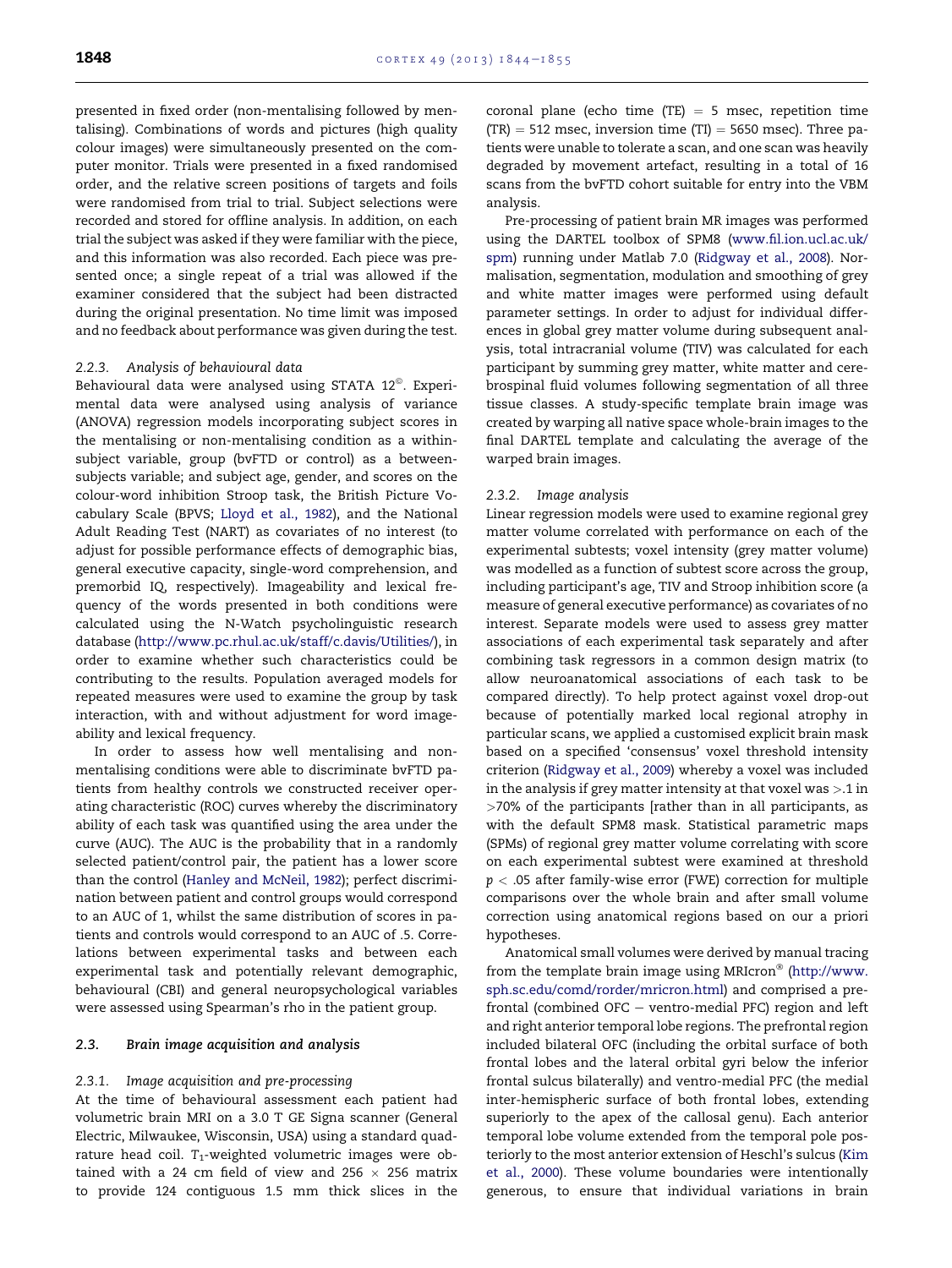presented in fixed order (non-mentalising followed by mentalising). Combinations of words and pictures (high quality colour images) were simultaneously presented on the computer monitor. Trials were presented in a fixed randomised order, and the relative screen positions of targets and foils were randomised from trial to trial. Subject selections were recorded and stored for offline analysis. In addition, on each trial the subject was asked if they were familiar with the piece, and this information was also recorded. Each piece was presented once; a single repeat of a trial was allowed if the examiner considered that the subject had been distracted during the original presentation. No time limit was imposed and no feedback about performance was given during the test.

#### 2.2.3. Analysis of behavioural data

Behavioural data were analysed using STATA 12©. Experimental data were analysed using analysis of variance (ANOVA) regression models incorporating subject scores in the mentalising or non-mentalising condition as a within-subject variable, group (bvFTD or control) as a between-subjects variable; and subject age, gender, and scores on the colour-word inhibition Stroop task, the British Picture Vocabulary Scale (BPVS; Lloyd et al., 1982), and the National Adult Reading Test (NART) as covariates of no interest (to adjust for possible performance effects of demographic bias, general executive capacity, single-word comprehension, and premorbid IQ, respectively). Imageability and lexical frequency of the words presented in both conditions were calculated using the N-Watch psycholinguistic research database (http://www.pc.rhul.ac.uk/staff/c.davis/Utilities/), in order to examine whether such characteristics could be contributing to the results. Population averaged models for repeated measures were used to examine the group by task interaction, with and without adjustment for word imageability and lexical frequency.

In order to assess how well mentalising and non-mentalising conditions were able to discriminate bvFTD patients from healthy controls we constructed receiver operating characteristic (ROC) curves whereby the discriminatory ability of each task was quantified using the area under the curve (AUC). The AUC is the probability that in a randomly selected patient/control pair, the patient has a lower score than the control (Hanley and McNeil, 1982); perfect discrimination between patient and control groups would correspond to an AUC of 1, whilst the same distribution of scores in patients and controls would correspond to an AUC of .5. Correlations between experimental tasks and between each experimental task and potentially relevant demographic, behavioural (CBI) and general neuropsychological variables were assessed using Spearman's rho in the patient group.

### 2.3. Brain image acquisition and analysis

#### 2.3.1. Image acquisition and pre-processing

At the time of behavioural assessment each patient had volumetric brain MRI on a 3.0 T GE Signa scanner (General Electric, Milwaukee, Wisconsin, USA) using a standard quadrature head coil. $T_1$-weighted volumetric images were obtained with a 24 cm field of view and $256 \times 256$ matrix to provide 124 contiguous 1.5 mm thick slices in the coronal plane (echo time (TE) = 5 msec, repetition time (TR) = 512 msec, inversion time (TI) = 5650 msec). Three patients were unable to tolerate a scan, and one scan was heavily degraded by movement artefact, resulting in a total of 16 scans from the bvFTD cohort suitable for entry into the VBM analysis.

Pre-processing of patient brain MR images was performed using the DARTEL toolbox of SPM8 (www.fil.ion.ucl.ac.uk/spm) running under Matlab 7.0 (Ridgway et al., 2008). Normalisation, segmentation, modulation and smoothing of grey and white matter images were performed using default parameter settings. In order to adjust for individual differences in global grey matter volume during subsequent analysis, total intracranial volume (TIV) was calculated for each participant by summing grey matter, white matter and cerebrospinal fluid volumes following segmentation of all three tissue classes. A study-specific template brain image was created by warping all native space whole-brain images to the final DARTEL template and calculating the average of the warped brain images.

#### 2.3.2. Image analysis

Linear regression models were used to examine regional grey matter volume correlated with performance on each of the experimental subtests; voxel intensity (grey matter volume) was modelled as a function of subtest score across the group, including participant's age, TIV and Stroop inhibition score (a measure of general executive performance) as covariates of no interest. Separate models were used to assess grey matter associations of each experimental task separately and after combining task regressors in a common design matrix (to allow neuroanatomical associations of each task to be compared directly). To help protect against voxel drop-out because of potentially marked local regional atrophy in particular scans, we applied a customised explicit brain mask based on a specified 'consensus' voxel threshold intensity criterion (Ridgway et al., 2009) whereby a voxel was included in the analysis if grey matter intensity at that voxel was >.1 in >70% of the participants [rather than in all participants, as with the default SPM8 mask. Statistical parametric maps (SPMs) of regional grey matter volume correlating with score on each experimental subtest were examined at threshold $p < .05$ after family-wise error (FWE) correction for multiple comparisons over the whole brain and after small volume correction using anatomical regions based on our a priori hypotheses.

Anatomical small volumes were derived by manual tracing from the template brain image using MRIcron® (http://www.sph.sc.edu/comd/rorder/mricron.html) and comprised a prefrontal (combined OFC – ventro-medial PFC) region and left and right anterior temporal lobe regions. The prefrontal region included bilateral OFC (including the orbital surface of both frontal lobes and the lateral orbital gyri below the inferior frontal sulcus bilaterally) and ventro-medial PFC (the medial inter-hemispheric surface of both frontal lobes, extending superiorly to the apex of the callosal genu). Each anterior temporal lobe volume extended from the temporal pole posteriorly to the most anterior extension of Heschl's sulcus (Kim et al., 2000). These volume boundaries were intentionally generous, to ensure that individual variations in brain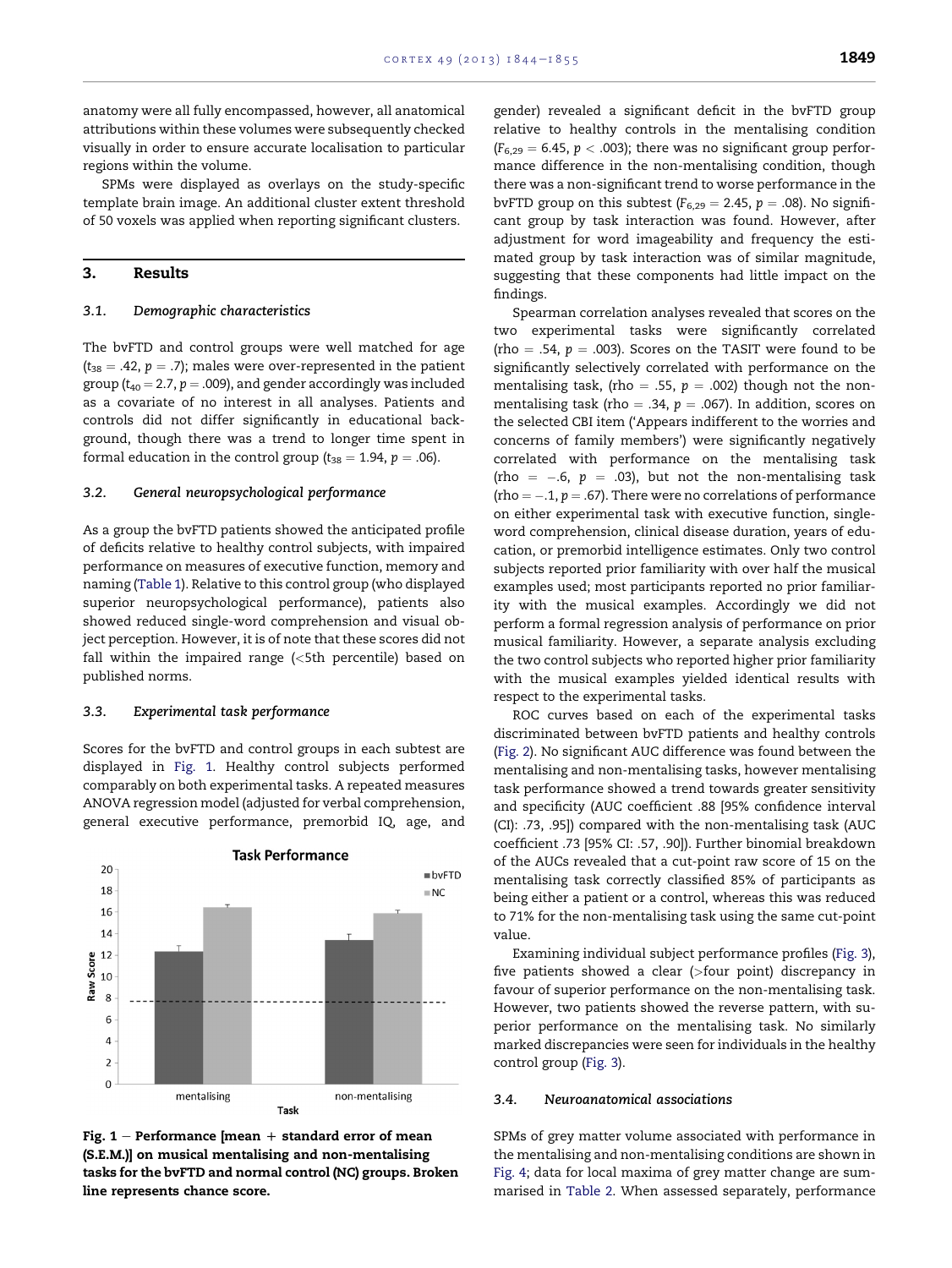anatomy were all fully encompassed, however, all anatomical attributions within these volumes were subsequently checked visually in order to ensure accurate localisation to particular regions within the volume.

SPMs were displayed as overlays on the study-specific template brain image. An additional cluster extent threshold of 50 voxels was applied when reporting significant clusters.

## 3. Results

### 3.1. Demographic characteristics

The bvFTD and control groups were well matched for age ($t_{38} = .42$, $p = .7$); males were over-represented in the patient group ($t_{40} = 2.7$, $p = .009$), and gender accordingly was included as a covariate of no interest in all analyses. Patients and controls did not differ significantly in educational background, though there was a trend to longer time spent in formal education in the control group ($t_{38} = 1.94$, $p = .06$).

### 3.2. General neuropsychological performance

As a group the bvFTD patients showed the anticipated profile of deficits relative to healthy control subjects, with impaired performance on measures of executive function, memory and naming (Table 1). Relative to this control group (who displayed superior neuropsychological performance), patients also showed reduced single-word comprehension and visual object perception. However, it is of note that these scores did not fall within the impaired range (<5th percentile) based on published norms.

### 3.3. Experimental task performance

Scores for the bvFTD and control groups in each subtest are displayed in Fig. 1. Healthy control subjects performed comparably on both experimental tasks. A repeated measures ANOVA regression model (adjusted for verbal comprehension, general executive performance, premorbid IQ, age, and gender) revealed a significant deficit in the bvFTD group relative to healthy controls in the mentalising condition ($F_{6,29} = 6.45$, $p < .003$); there was no significant group performance difference in the non-mentalising condition, though there was a non-significant trend to worse performance in the bvFTD group on this subtest ($F_{6,29} = 2.45$, $p = .08$). No significant group by task interaction was found. However, after adjustment for word imageability and frequency the estimated group by task interaction was of similar magnitude, suggesting that these components had little impact on the findings.

Spearman correlation analyses revealed that scores on the two experimental tasks were significantly correlated (rho = .54, $p = .003$). Scores on the TASIT were found to be significantly selectively correlated with performance on the mentalising task, (rho = .55, $p = .002$) though not the non-mentalising task (rho = .34, $p = .067$). In addition, scores on the selected CBI item ('Appears indifferent to the worries and concerns of family members') were significantly negatively correlated with performance on the mentalising task (rho = −.6, $p = .03$), but not the non-mentalising task (rho = −.1, $p = .67$). There were no correlations of performance on either experimental task with executive function, single-word comprehension, clinical disease duration, years of education, or premorbid intelligence estimates. Only two control subjects reported prior familiarity with over half the musical examples used; most participants reported no prior familiarity with the musical examples. Accordingly we did not perform a formal regression analysis of performance on prior musical familiarity. However, a separate analysis excluding the two control subjects who reported higher prior familiarity with the musical examples yielded identical results with respect to the experimental tasks.

ROC curves based on each of the experimental tasks discriminated between bvFTD patients and healthy controls (Fig. 2). No significant AUC difference was found between the mentalising and non-mentalising tasks, however mentalising task performance showed a trend towards greater sensitivity and specificity (AUC coefficient .88 [95% confidence interval (CI): .73, .95]) compared with the non-mentalising task (AUC coefficient .73 [95% CI: .57, .90]). Further binomial breakdown of the AUCs revealed that a cut-point raw score of 15 on the mentalising task correctly classified 85% of participants as being either a patient or a control, whereas this was reduced to 71% for the non-mentalising task using the same cut-point value.

Examining individual subject performance profiles (Fig. 3), five patients showed a clear (>four point) discrepancy in favour of superior performance on the non-mentalising task. However, two patients showed the reverse pattern, with superior performance on the mentalising task. No similarly marked discrepancies were seen for individuals in the healthy control group (Fig. 3).

**Fig. 1 – Performance [mean + standard error of mean (S.E.M.)] on musical mentalising and non-mentalising tasks for the bvFTD and normal control (NC) groups. Broken line represents chance score.**

### 3.4. Neuroanatomical associations

SPMs of grey matter volume associated with performance in the mentalising and non-mentalising conditions are shown in Fig. 4; data for local maxima of grey matter change are summarised in Table 2. When assessed separately, performance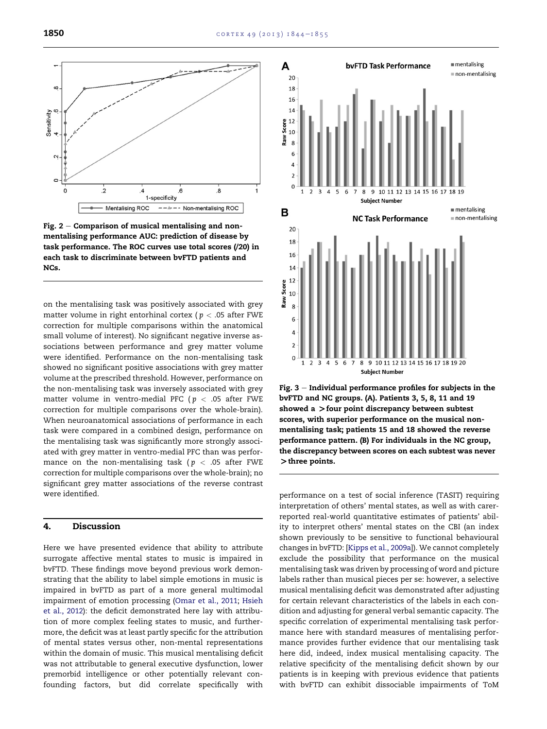Fig. 2 – Comparison of musical mentalising and non-mentalising performance AUC: prediction of disease by task performance. The ROC curves use total scores (/20) in each task to discriminate between bvFTD patients and NCs.

on the mentalising task was positively associated with grey matter volume in right entorhinal cortex ($p < .05$ after FWE correction for multiple comparisons within the anatomical small volume of interest). No significant negative inverse associations between performance and grey matter volume were identified. Performance on the non-mentalising task showed no significant positive associations with grey matter volume at the prescribed threshold. However, performance on the non-mentalising task was inversely associated with grey matter volume in ventro-medial PFC ($p < .05$ after FWE correction for multiple comparisons over the whole-brain). When neuroanatomical associations of performance in each task were compared in a combined design, performance on the mentalising task was significantly more strongly associated with grey matter in ventro-medial PFC than was performance on the non-mentalising task ($p < .05$ after FWE correction for multiple comparisons over the whole-brain); no significant grey matter associations of the reverse contrast were identified.

## 4. Discussion

Here we have presented evidence that ability to attribute surrogate affective mental states to music is impaired in bvFTD. These findings move beyond previous work demonstrating that the ability to label simple emotions in music is impaired in bvFTD as part of a more general multimodal impairment of emotion processing (Omar et al., 2011; Hsieh et al., 2012): the deficit demonstrated here lay with attribution of more complex feeling states to music, and furthermore, the deficit was at least partly specific for the attribution of mental states versus other, non-mental representations within the domain of music. This musical mentalising deficit was not attributable to general executive dysfunction, lower premorbid intelligence or other potentially relevant confounding factors, but did correlate specifically with performance on a test of social inference (TASIT) requiring interpretation of others' mental states, as well as with carer-reported real-world quantitative estimates of patients' ability to interpret others' mental states on the CBI (an index shown previously to be sensitive to functional behavioural changes in bvFTD: [Kipps et al., 2009a]). We cannot completely exclude the possibility that performance on the musical mentalising task was driven by processing of word and picture labels rather than musical pieces per se: however, a selective musical mentalising deficit was demonstrated after adjusting for certain relevant characteristics of the labels in each condition and adjusting for general verbal semantic capacity. The specific correlation of experimental mentalising task performance here with standard measures of mentalising performance provides further evidence that our mentalising task here did, indeed, index musical mentalising capacity. The relative specificity of the mentalising deficit shown by our patients is in keeping with previous evidence that patients with bvFTD can exhibit dissociable impairments of ToM

Fig. 3 – Individual performance profiles for subjects in the bvFTD and NC groups. (A). Patients 3, 5, 8, 11 and 19 showed a >four point discrepancy between subtest scores, with superior performance on the musical non-mentalising task; patients 15 and 18 showed the reverse performance pattern. (B) For individuals in the NC group, the discrepancy between scores on each subtest was never >three points.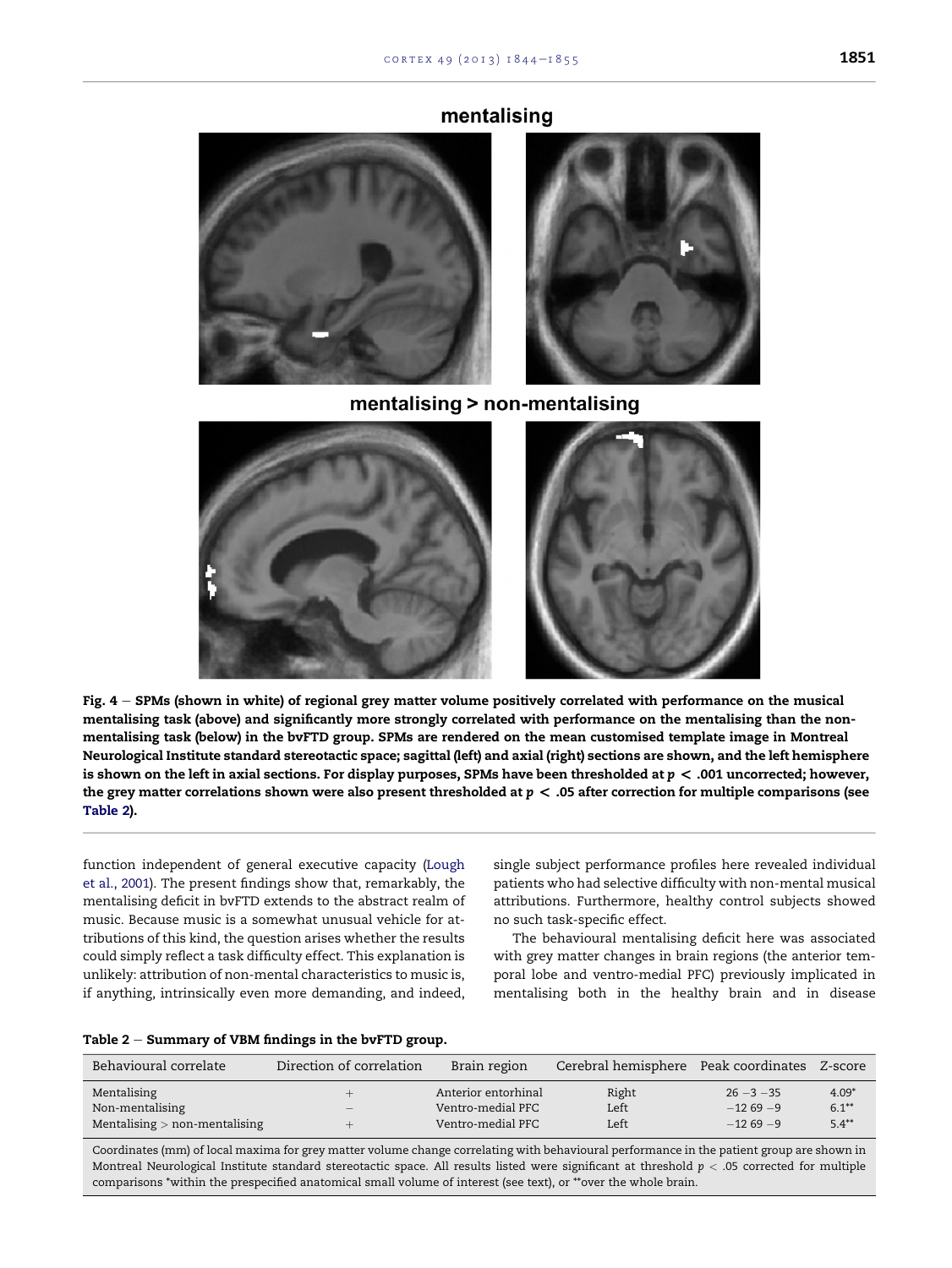Fig. 4 – SPMs (shown in white) of regional grey matter volume positively correlated with performance on the musical mentalising task (above) and significantly more strongly correlated with performance on the mentalising than the non-mentalising task (below) in the bvFTD group. SPMs are rendered on the mean customised template image in Montreal Neurological Institute standard stereotactic space; sagittal (left) and axial (right) sections are shown, and the left hemisphere is shown on the left in axial sections. For display purposes, SPMs have been thresholded at $p < .001$ uncorrected; however, the grey matter correlations shown were also present thresholded at $p < .05$ after correction for multiple comparisons (see Table 2).

function independent of general executive capacity (Lough et al., 2001). The present findings show that, remarkably, the mentalising deficit in bvFTD extends to the abstract realm of music. Because music is a somewhat unusual vehicle for attributions of this kind, the question arises whether the results could simply reflect a task difficulty effect. This explanation is unlikely: attribution of non-mental characteristics to music is, if anything, intrinsically even more demanding, and indeed, single subject performance profiles here revealed individual patients who had selective difficulty with non-mental musical attributions. Furthermore, healthy control subjects showed no such task-specific effect.

The behavioural mentalising deficit here was associated with grey matter changes in brain regions (the anterior temporal lobe and ventro-medial PFC) previously implicated in mentalising both in the healthy brain and in disease

Table 2 – Summary of VBM findings in the bvFTD group.

| Behavioural correlate | Direction of correlation | Brain region | Cerebral hemisphere | Peak coordinates | Z-score |
|---|---|---|---|---|---|
| Mentalising | + | Anterior entorhinal | Right | 26 −3 −35 | 4.09* |
| Non-mentalising | − | Ventro-medial PFC | Left | −12 69 −9 | 6.1** |
| Mentalising > non-mentalising | + | Ventro-medial PFC | Left | −12 69 −9 | 5.4** |

Coordinates (mm) of local maxima for grey matter volume change correlating with behavioural performance in the patient group are shown in Montreal Neurological Institute standard stereotactic space. All results listed were significant at threshold $p < .05$ corrected for multiple comparisons *within the prespecified anatomical small volume of interest (see text), or **over the whole brain.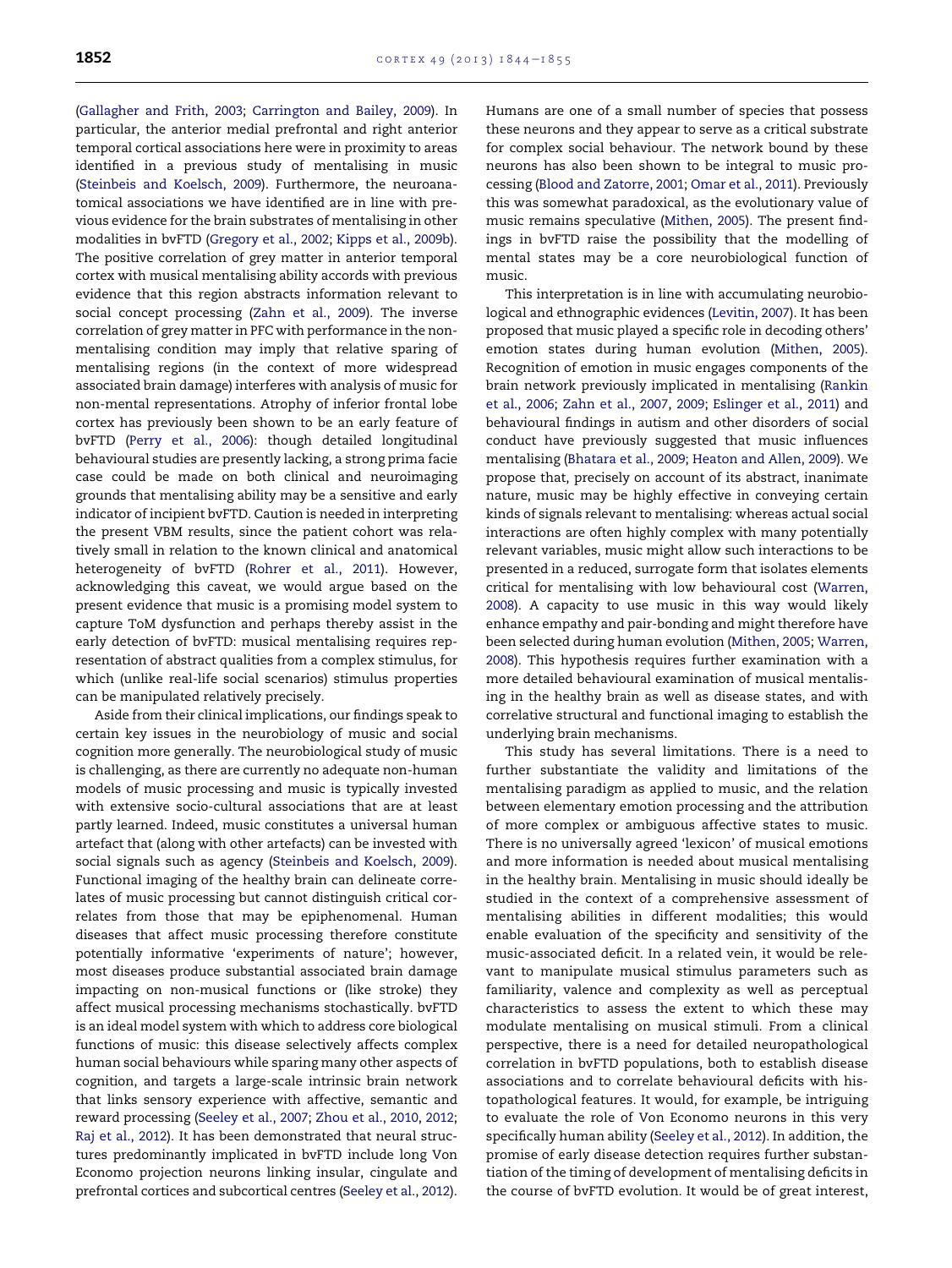(Gallagher and Frith, 2003; Carrington and Bailey, 2009). In particular, the anterior medial prefrontal and right anterior temporal cortical associations here were in proximity to areas identified in a previous study of mentalising in music (Steinbeis and Koelsch, 2009). Furthermore, the neuroanatomical associations we have identified are in line with previous evidence for the brain substrates of mentalising in other modalities in bvFTD (Gregory et al., 2002; Kipps et al., 2009b). The positive correlation of grey matter in anterior temporal cortex with musical mentalising ability accords with previous evidence that this region abstracts information relevant to social concept processing (Zahn et al., 2009). The inverse correlation of grey matter in PFC with performance in the non-mentalising condition may imply that relative sparing of mentalising regions (in the context of more widespread associated brain damage) interferes with analysis of music for non-mental representations. Atrophy of inferior frontal lobe cortex has previously been shown to be an early feature of bvFTD (Perry et al., 2006): though detailed longitudinal behavioural studies are presently lacking, a strong prima facie case could be made on both clinical and neuroimaging grounds that mentalising ability may be a sensitive and early indicator of incipient bvFTD. Caution is needed in interpreting the present VBM results, since the patient cohort was relatively small in relation to the known clinical and anatomical heterogeneity of bvFTD (Rohrer et al., 2011). However, acknowledging this caveat, we would argue based on the present evidence that music is a promising model system to capture ToM dysfunction and perhaps thereby assist in the early detection of bvFTD: musical mentalising requires representation of abstract qualities from a complex stimulus, for which (unlike real-life social scenarios) stimulus properties can be manipulated relatively precisely.

Aside from their clinical implications, our findings speak to certain key issues in the neurobiology of music and social cognition more generally. The neurobiological study of music is challenging, as there are currently no adequate non-human models of music processing and music is typically invested with extensive socio-cultural associations that are at least partly learned. Indeed, music constitutes a universal human artefact that (along with other artefacts) can be invested with social signals such as agency (Steinbeis and Koelsch, 2009). Functional imaging of the healthy brain can delineate correlates of music processing but cannot distinguish critical correlates from those that may be epiphenomenal. Human diseases that affect music processing therefore constitute potentially informative 'experiments of nature'; however, most diseases produce substantial associated brain damage impacting on non-musical functions or (like stroke) they affect musical processing mechanisms stochastically. bvFTD is an ideal model system with which to address core biological functions of music: this disease selectively affects complex human social behaviours while sparing many other aspects of cognition, and targets a large-scale intrinsic brain network that links sensory experience with affective, semantic and reward processing (Seeley et al., 2007; Zhou et al., 2010, 2012; Raj et al., 2012). It has been demonstrated that neural structures predominantly implicated in bvFTD include long Von Economo projection neurons linking insular, cingulate and prefrontal cortices and subcortical centres (Seeley et al., 2012). Humans are one of a small number of species that possess these neurons and they appear to serve as a critical substrate for complex social behaviour. The network bound by these neurons has also been shown to be integral to music processing (Blood and Zatorre, 2001; Omar et al., 2011). Previously this was somewhat paradoxical, as the evolutionary value of music remains speculative (Mithen, 2005). The present findings in bvFTD raise the possibility that the modelling of mental states may be a core neurobiological function of music.

This interpretation is in line with accumulating neurobiological and ethnographic evidences (Levitin, 2007). It has been proposed that music played a specific role in decoding others' emotion states during human evolution (Mithen, 2005). Recognition of emotion in music engages components of the brain network previously implicated in mentalising (Rankin et al., 2006; Zahn et al., 2007, 2009; Eslinger et al., 2011) and behavioural findings in autism and other disorders of social conduct have previously suggested that music influences mentalising (Bhatara et al., 2009; Heaton and Allen, 2009). We propose that, precisely on account of its abstract, inanimate nature, music may be highly effective in conveying certain kinds of signals relevant to mentalising: whereas actual social interactions are often highly complex with many potentially relevant variables, music might allow such interactions to be presented in a reduced, surrogate form that isolates elements critical for mentalising with low behavioural cost (Warren, 2008). A capacity to use music in this way would likely enhance empathy and pair-bonding and might therefore have been selected during human evolution (Mithen, 2005; Warren, 2008). This hypothesis requires further examination with a more detailed behavioural examination of musical mentalising in the healthy brain as well as disease states, and with correlative structural and functional imaging to establish the underlying brain mechanisms.

This study has several limitations. There is a need to further substantiate the validity and limitations of the mentalising paradigm as applied to music, and the relation between elementary emotion processing and the attribution of more complex or ambiguous affective states to music. There is no universally agreed 'lexicon' of musical emotions and more information is needed about musical mentalising in the healthy brain. Mentalising in music should ideally be studied in the context of a comprehensive assessment of mentalising abilities in different modalities; this would enable evaluation of the specificity and sensitivity of the music-associated deficit. In a related vein, it would be relevant to manipulate musical stimulus parameters such as familiarity, valence and complexity as well as perceptual characteristics to assess the extent to which these may modulate mentalising on musical stimuli. From a clinical perspective, there is a need for detailed neuropathological correlation in bvFTD populations, both to establish disease associations and to correlate behavioural deficits with histopathological features. It would, for example, be intriguing to evaluate the role of Von Economo neurons in this very specifically human ability (Seeley et al., 2012). In addition, the promise of early disease detection requires further substantiation of the timing of development of mentalising deficits in the course of bvFTD evolution. It would be of great interest,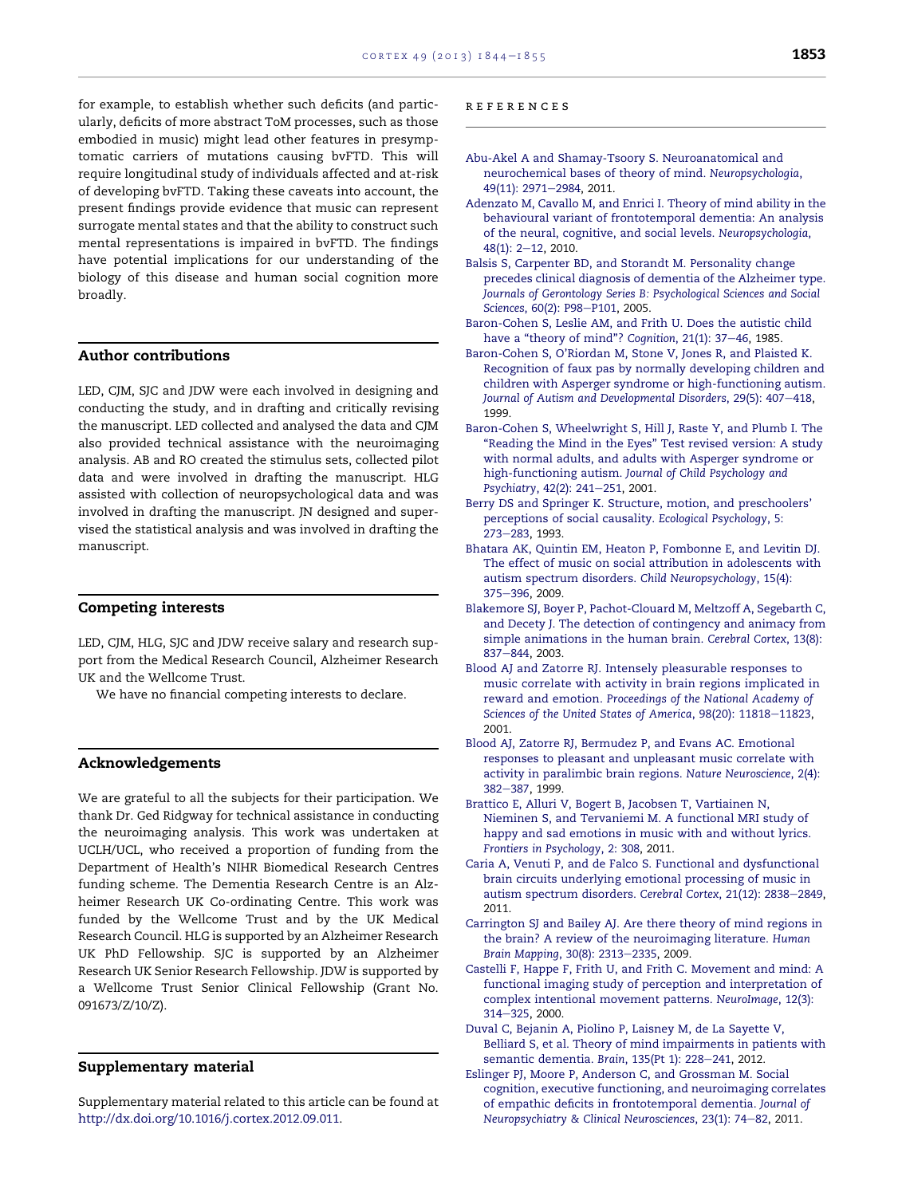for example, to establish whether such deficits (and particularly, deficits of more abstract ToM processes, such as those embodied in music) might lead other features in presymptomatic carriers of mutations causing bvFTD. This will require longitudinal study of individuals affected and at-risk of developing bvFTD. Taking these caveats into account, the present findings provide evidence that music can represent surrogate mental states and that the ability to construct such mental representations is impaired in bvFTD. The findings have potential implications for our understanding of the biology of this disease and human social cognition more broadly.

## Author contributions

LED, CJM, SJC and JDW were each involved in designing and conducting the study, and in drafting and critically revising the manuscript. LED collected and analysed the data and CJM also provided technical assistance with the neuroimaging analysis. AB and RO created the stimulus sets, collected pilot data and were involved in drafting the manuscript. HLG assisted with collection of neuropsychological data and was involved in drafting the manuscript. JN designed and supervised the statistical analysis and was involved in drafting the manuscript.

## Competing interests

LED, CJM, HLG, SJC and JDW receive salary and research support from the Medical Research Council, Alzheimer Research UK and the Wellcome Trust.

We have no financial competing interests to declare.

## Acknowledgements

We are grateful to all the subjects for their participation. We thank Dr. Ged Ridgway for technical assistance in conducting the neuroimaging analysis. This work was undertaken at UCLH/UCL, who received a proportion of funding from the Department of Health's NIHR Biomedical Research Centres funding scheme. The Dementia Research Centre is an Alzheimer Research UK Co-ordinating Centre. This work was funded by the Wellcome Trust and by the UK Medical Research Council. HLG is supported by an Alzheimer Research UK PhD Fellowship. SJC is supported by an Alzheimer Research UK Senior Research Fellowship. JDW is supported by a Wellcome Trust Senior Clinical Fellowship (Grant No. 091673/Z/10/Z).

## Supplementary material

Supplementary material related to this article can be found at http://dx.doi.org/10.1016/j.cortex.2012.09.011.

## REFERENCES

Abu-Akel A and Shamay-Tsoory S. Neuroanatomical and neurochemical bases of theory of mind. *Neuropsychologia*, 49(11): 2971–2984, 2011.

Adenzato M, Cavallo M, and Enrici I. Theory of mind ability in the behavioural variant of frontotemporal dementia: An analysis of the neural, cognitive, and social levels. *Neuropsychologia*, 48(1): 2–12, 2010.

Balsis S, Carpenter BD, and Storandt M. Personality change precedes clinical diagnosis of dementia of the Alzheimer type. *Journals of Gerontology Series B: Psychological Sciences and Social Sciences*, 60(2): P98–P101, 2005.

Baron-Cohen S, Leslie AM, and Frith U. Does the autistic child have a "theory of mind"? *Cognition*, 21(1): 37–46, 1985.

Baron-Cohen S, O'Riordan M, Stone V, Jones R, and Plaisted K. Recognition of faux pas by normally developing children and children with Asperger syndrome or high-functioning autism. *Journal of Autism and Developmental Disorders*, 29(5): 407–418, 1999.

Baron-Cohen S, Wheelwright S, Hill J, Raste Y, and Plumb I. The "Reading the Mind in the Eyes" Test revised version: A study with normal adults, and adults with Asperger syndrome or high-functioning autism. *Journal of Child Psychology and Psychiatry*, 42(2): 241–251, 2001.

Berry DS and Springer K. Structure, motion, and preschoolers' perceptions of social causality. *Ecological Psychology*, 5: 273–283, 1993.

Bhatara AK, Quintin EM, Heaton P, Fombonne E, and Levitin DJ. The effect of music on social attribution in adolescents with autism spectrum disorders. *Child Neuropsychology*, 15(4): 375–396, 2009.

Blakemore SJ, Boyer P, Pachot-Clouard M, Meltzoff A, Segebarth C, and Decety J. The detection of contingency and animacy from simple animations in the human brain. *Cerebral Cortex*, 13(8): 837–844, 2003.

Blood AJ and Zatorre RJ. Intensely pleasurable responses to music correlate with activity in brain regions implicated in reward and emotion. *Proceedings of the National Academy of Sciences of the United States of America*, 98(20): 11818–11823, 2001.

Blood AJ, Zatorre RJ, Bermudez P, and Evans AC. Emotional responses to pleasant and unpleasant music correlate with activity in paralimbic brain regions. *Nature Neuroscience*, 2(4): 382–387, 1999.

Brattico E, Alluri V, Bogert B, Jacobsen T, Vartiainen N, Nieminen S, and Tervaniemi M. A functional MRI study of happy and sad emotions in music with and without lyrics. *Frontiers in Psychology*, 2: 308, 2011.

Caria A, Venuti P, and de Falco S. Functional and dysfunctional brain circuits underlying emotional processing of music in autism spectrum disorders. *Cerebral Cortex*, 21(12): 2838–2849, 2011.

Carrington SJ and Bailey AJ. Are there theory of mind regions in the brain? A review of the neuroimaging literature. *Human Brain Mapping*, 30(8): 2313–2335, 2009.

Castelli F, Happe F, Frith U, and Frith C. Movement and mind: A functional imaging study of perception and interpretation of complex intentional movement patterns. *NeuroImage*, 12(3): 314–325, 2000.

Duval C, Bejanin A, Piolino P, Laisney M, de La Sayette V, Belliard S, et al. Theory of mind impairments in patients with semantic dementia. *Brain*, 135(Pt 1): 228–241, 2012.

Eslinger PJ, Moore P, Anderson C, and Grossman M. Social cognition, executive functioning, and neuroimaging correlates of empathic deficits in frontotemporal dementia. *Journal of Neuropsychiatry & Clinical Neurosciences*, 23(1): 74–82, 2011.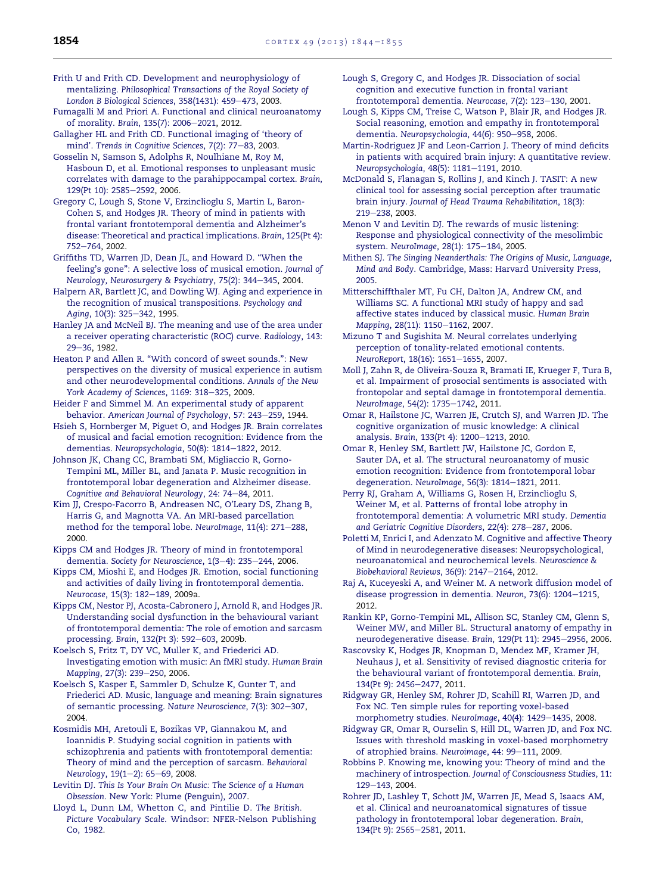Frith U and Frith CD. Development and neurophysiology of mentalizing. *Philosophical Transactions of the Royal Society of London B Biological Sciences*, 358(1431): 459–473, 2003.

Fumagalli M and Priori A. Functional and clinical neuroanatomy of morality. *Brain*, 135(7): 2006–2021, 2012.

Gallagher HL and Frith CD. Functional imaging of 'theory of mind'. *Trends in Cognitive Sciences*, 7(2): 77–83, 2003.

Gosselin N, Samson S, Adolphs R, Noulhiane M, Roy M, Hasboun D, et al. Emotional responses to unpleasant music correlates with damage to the parahippocampal cortex. *Brain*, 129(Pt 10): 2585–2592, 2006.

Gregory C, Lough S, Stone V, Erzinclioglu S, Martin L, Baron-Cohen S, and Hodges JR. Theory of mind in patients with frontal variant frontotemporal dementia and Alzheimer's disease: Theoretical and practical implications. *Brain*, 125(Pt 4): 752–764, 2002.

Griffiths TD, Warren JD, Dean JL, and Howard D. "When the feeling's gone": A selective loss of musical emotion. *Journal of Neurology, Neurosurgery & Psychiatry*, 75(2): 344–345, 2004.

Halpern AR, Bartlett JC, and Dowling WJ. Aging and experience in the recognition of musical transpositions. *Psychology and Aging*, 10(3): 325–342, 1995.

Hanley JA and McNeil BJ. The meaning and use of the area under a receiver operating characteristic (ROC) curve. *Radiology*, 143: 29–36, 1982.

Heaton P and Allen R. "With concord of sweet sounds.": New perspectives on the diversity of musical experience in autism and other neurodevelopmental conditions. *Annals of the New York Academy of Sciences*, 1169: 318–325, 2009.

Heider F and Simmel M. An experimental study of apparent behavior. *American Journal of Psychology*, 57: 243–259, 1944.

Hsieh S, Hornberger M, Piguet O, and Hodges JR. Brain correlates of musical and facial emotion recognition: Evidence from the dementias. *Neuropsychologia*, 50(8): 1814–1822, 2012.

Johnson JK, Chang CC, Brambati SM, Migliaccio R, Gorno-Tempini ML, Miller BL, and Janata P. Music recognition in frontotemporal lobar degeneration and Alzheimer disease. *Cognitive and Behavioral Neurology*, 24: 74–84, 2011.

Kim JJ, Crespo-Facorro B, Andreasen NC, O'Leary DS, Zhang B, Harris G, and Magnotta VA. An MRI-based parcellation method for the temporal lobe. *NeuroImage*, 11(4): 271–288, 2000.

Kipps CM and Hodges JR. Theory of mind in frontotemporal dementia. *Society for Neuroscience*, 1(3–4): 235–244, 2006.

Kipps CM, Mioshi E, and Hodges JR. Emotion, social functioning and activities of daily living in frontotemporal dementia. *Neurocase*, 15(3): 182–189, 2009a.

Kipps CM, Nestor PJ, Acosta-Cabronero J, Arnold R, and Hodges JR. Understanding social dysfunction in the behavioural variant of frontotemporal dementia: The role of emotion and sarcasm processing. *Brain*, 132(Pt 3): 592–603, 2009b.

Koelsch S, Fritz T, DY VC, Muller K, and Friederici AD. Investigating emotion with music: An fMRI study. *Human Brain Mapping*, 27(3): 239–250, 2006.

Koelsch S, Kasper E, Sammler D, Schulze K, Gunter T, and Friederici AD. Music, language and meaning: Brain signatures of semantic processing. *Nature Neuroscience*, 7(3): 302–307, 2004.

Kosmidis MH, Aretouli E, Bozikas VP, Giannakou M, and Ioannidis P. Studying social cognition in patients with schizophrenia and patients with frontotemporal dementia: Theory of mind and the perception of sarcasm. *Behavioral Neurology*, 19(1–2): 65–69, 2008.

Levitin DJ. *This Is Your Brain On Music: The Science of a Human Obsession*. New York: Plume (Penguin), 2007.

Lloyd L, Dunn LM, Whetton C, and Pintilie D. *The British. Picture Vocabulary Scale*. Windsor: NFER-Nelson Publishing Co, 1982.

Lough S, Gregory C, and Hodges JR. Dissociation of social cognition and executive function in frontal variant frontotemporal dementia. *Neurocase*, 7(2): 123–130, 2001.

Lough S, Kipps CM, Treise C, Watson P, Blair JR, and Hodges JR. Social reasoning, emotion and empathy in frontotemporal dementia. *Neuropsychologia*, 44(6): 950–958, 2006.

Martin-Rodriguez JF and Leon-Carrion J. Theory of mind deficits in patients with acquired brain injury: A quantitative review. *Neuropsychologia*, 48(5): 1181–1191, 2010.

McDonald S, Flanagan S, Rollins J, and Kinch J. TASIT: A new clinical tool for assessing social perception after traumatic brain injury. *Journal of Head Trauma Rehabilitation*, 18(3): 219–238, 2003.

Menon V and Levitin DJ. The rewards of music listening: Response and physiological connectivity of the mesolimbic system. *NeuroImage*, 28(1): 175–184, 2005.

Mithen SJ. *The Singing Neanderthals: The Origins of Music, Language, Mind and Body*. Cambridge, Mass: Harvard University Press, 2005.

Mitterschiffthaler MT, Fu CH, Dalton JA, Andrew CM, and Williams SC. A functional MRI study of happy and sad affective states induced by classical music. *Human Brain Mapping*, 28(11): 1150–1162, 2007.

Mizuno T and Sugishita M. Neural correlates underlying perception of tonality-related emotional contents. *NeuroReport*, 18(16): 1651–1655, 2007.

Moll J, Zahn R, de Oliveira-Souza R, Bramati IE, Krueger F, Tura B, et al. Impairment of prosocial sentiments is associated with frontopolar and septal damage in frontotemporal dementia. *NeuroImage*, 54(2): 1735–1742, 2011.

Omar R, Hailstone JC, Warren JE, Crutch SJ, and Warren JD. The cognitive organization of music knowledge: A clinical analysis. *Brain*, 133(Pt 4): 1200–1213, 2010.

Omar R, Henley SM, Bartlett JW, Hailstone JC, Gordon E, Sauter DA, et al. The structural neuroanatomy of music emotion recognition: Evidence from frontotemporal lobar degeneration. *NeuroImage*, 56(3): 1814–1821, 2011.

Perry RJ, Graham A, Williams G, Rosen H, Erzinclioglu S, Weiner M, et al. Patterns of frontal lobe atrophy in frontotemporal dementia: A volumetric MRI study. *Dementia and Geriatric Cognitive Disorders*, 22(4): 278–287, 2006.

Poletti M, Enrici I, and Adenzato M. Cognitive and affective Theory of Mind in neurodegenerative diseases: Neuropsychological, neuroanatomical and neurochemical levels. *Neuroscience & Biobehavioral Reviews*, 36(9): 2147–2164, 2012.

Raj A, Kuceyeski A, and Weiner M. A network diffusion model of disease progression in dementia. *Neuron*, 73(6): 1204–1215, 2012.

Rankin KP, Gorno-Tempini ML, Allison SC, Stanley CM, Glenn S, Weiner MW, and Miller BL. Structural anatomy of empathy in neurodegenerative disease. *Brain*, 129(Pt 11): 2945–2956, 2006.

Rascovsky K, Hodges JR, Knopman D, Mendez MF, Kramer JH, Neuhaus J, et al. Sensitivity of revised diagnostic criteria for the behavioural variant of frontotemporal dementia. *Brain*, 134(Pt 9): 2456–2477, 2011.

Ridgway GR, Henley SM, Rohrer JD, Scahill RI, Warren JD, and Fox NC. Ten simple rules for reporting voxel-based morphometry studies. *NeuroImage*, 40(4): 1429–1435, 2008.

Ridgway GR, Omar R, Ourselin S, Hill DL, Warren JD, and Fox NC. Issues with threshold masking in voxel-based morphometry of atrophied brains. *Neuroimage*, 44: 99–111, 2009.

Robbins P. Knowing me, knowing you: Theory of mind and the machinery of introspection. *Journal of Consciousness Studies*, 11: 129–143, 2004.

Rohrer JD, Lashley T, Schott JM, Warren JE, Mead S, Isaacs AM, et al. Clinical and neuroanatomical signatures of tissue pathology in frontotemporal lobar degeneration. *Brain*, 134(Pt 9): 2565–2581, 2011.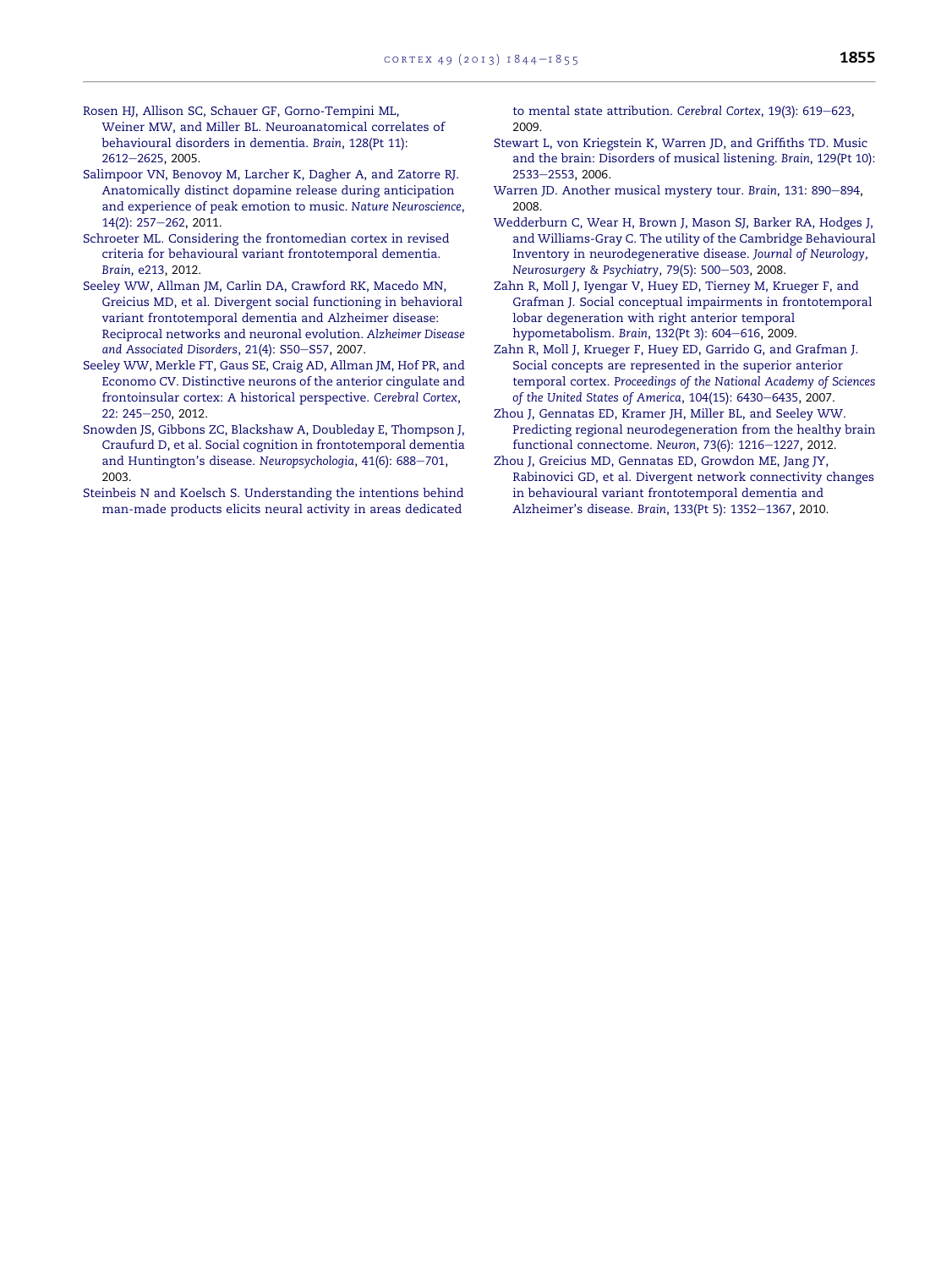Rosen HJ, Allison SC, Schauer GF, Gorno-Tempini ML, Weiner MW, and Miller BL. Neuroanatomical correlates of behavioural disorders in dementia. *Brain*, 128(Pt 11): 2612–2625, 2005.

Salimpoor VN, Benovoy M, Larcher K, Dagher A, and Zatorre RJ. Anatomically distinct dopamine release during anticipation and experience of peak emotion to music. *Nature Neuroscience*, 14(2): 257–262, 2011.

Schroeter ML. Considering the frontomedian cortex in revised criteria for behavioural variant frontotemporal dementia. *Brain*, e213, 2012.

Seeley WW, Allman JM, Carlin DA, Crawford RK, Macedo MN, Greicius MD, et al. Divergent social functioning in behavioral variant frontotemporal dementia and Alzheimer disease: Reciprocal networks and neuronal evolution. *Alzheimer Disease and Associated Disorders*, 21(4): S50–S57, 2007.

Seeley WW, Merkle FT, Gaus SE, Craig AD, Allman JM, Hof PR, and Economo CV. Distinctive neurons of the anterior cingulate and frontoinsular cortex: A historical perspective. *Cerebral Cortex*, 22: 245–250, 2012.

Snowden JS, Gibbons ZC, Blackshaw A, Doubleday E, Thompson J, Craufurd D, et al. Social cognition in frontotemporal dementia and Huntington's disease. *Neuropsychologia*, 41(6): 688–701, 2003.

Steinbeis N and Koelsch S. Understanding the intentions behind man-made products elicits neural activity in areas dedicated to mental state attribution. *Cerebral Cortex*, 19(3): 619–623, 2009.

Stewart L, von Kriegstein K, Warren JD, and Griffiths TD. Music and the brain: Disorders of musical listening. *Brain*, 129(Pt 10): 2533–2553, 2006.

Warren JD. Another musical mystery tour. *Brain*, 131: 890–894, 2008.

Wedderburn C, Wear H, Brown J, Mason SJ, Barker RA, Hodges J, and Williams-Gray C. The utility of the Cambridge Behavioural Inventory in neurodegenerative disease. *Journal of Neurology, Neurosurgery & Psychiatry*, 79(5): 500–503, 2008.

Zahn R, Moll J, Iyengar V, Huey ED, Tierney M, Krueger F, and Grafman J. Social conceptual impairments in frontotemporal lobar degeneration with right anterior temporal hypometabolism. *Brain*, 132(Pt 3): 604–616, 2009.

Zahn R, Moll J, Krueger F, Huey ED, Garrido G, and Grafman J. Social concepts are represented in the superior anterior temporal cortex. *Proceedings of the National Academy of Sciences of the United States of America*, 104(15): 6430–6435, 2007.

Zhou J, Gennatas ED, Kramer JH, Miller BL, and Seeley WW. Predicting regional neurodegeneration from the healthy brain functional connectome. *Neuron*, 73(6): 1216–1227, 2012.

Zhou J, Greicius MD, Gennatas ED, Growdon ME, Jang JY, Rabinovici GD, et al. Divergent network connectivity changes in behavioural variant frontotemporal dementia and Alzheimer's disease. *Brain*, 133(Pt 5): 1352–1367, 2010.